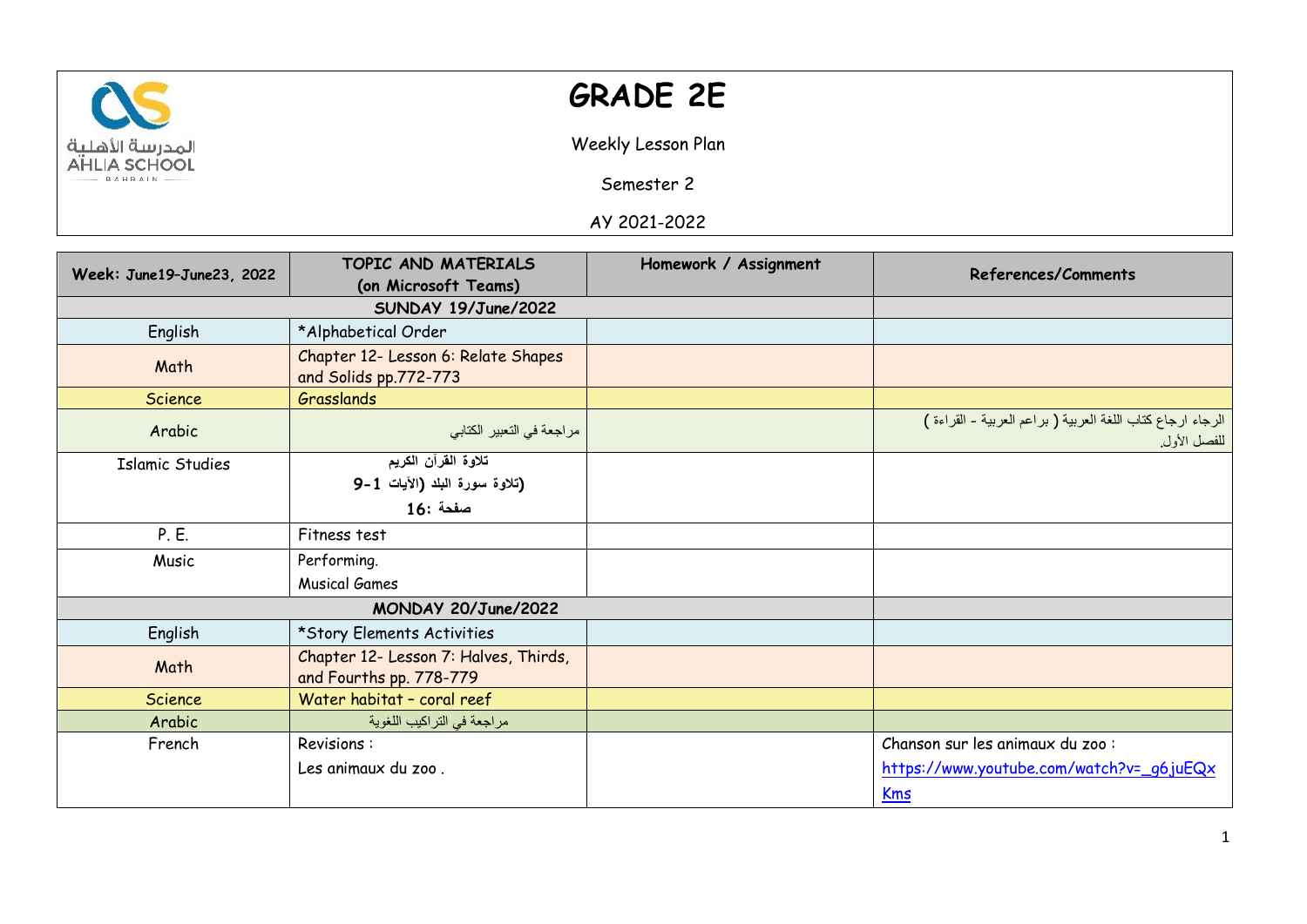# GRADE 2E

Weekly Lesson Plan

Semester 2

AY 2021-2022

| Week: June19–June23, 2022 | TOPIC AND MATERIALS (on Microsoft Teams) | Homework / Assignment | References/Comments |
|---|---|---|---|
| **SUNDAY 19/June/2022** | | | |
| English | *Alphabetical Order | | |
| Math | Chapter 12- Lesson 6: Relate Shapes and Solids pp.772-773 | | |
| Science | Grasslands | | |
| Arabic | مراجعة في التعبير الكتابي | | الرجاء ارجاع كتاب اللغة العربية ( براعم العربية - القراءة ) للفصل الأول. |
| Islamic Studies | **تلاوة القرآن الكريم** **(تلاوة سورة البلد (الآيات 1-9** **صفحة :16** | | |
| P. E. | Fitness test | | |
| Music | Performing. Musical Games | | |
| **MONDAY 20/June/2022** | | | |
| English | *Story Elements Activities | | |
| Math | Chapter 12- Lesson 7: Halves, Thirds, and Fourths pp. 778-779 | | |
| Science | Water habitat – coral reef | | |
| Arabic | مراجعة في التراكيب اللغوية | | |
| French | Revisions : Les animaux du zoo . | | Chanson sur les animaux du zoo : https://www.youtube.com/watch?v=_g6juEQxKms |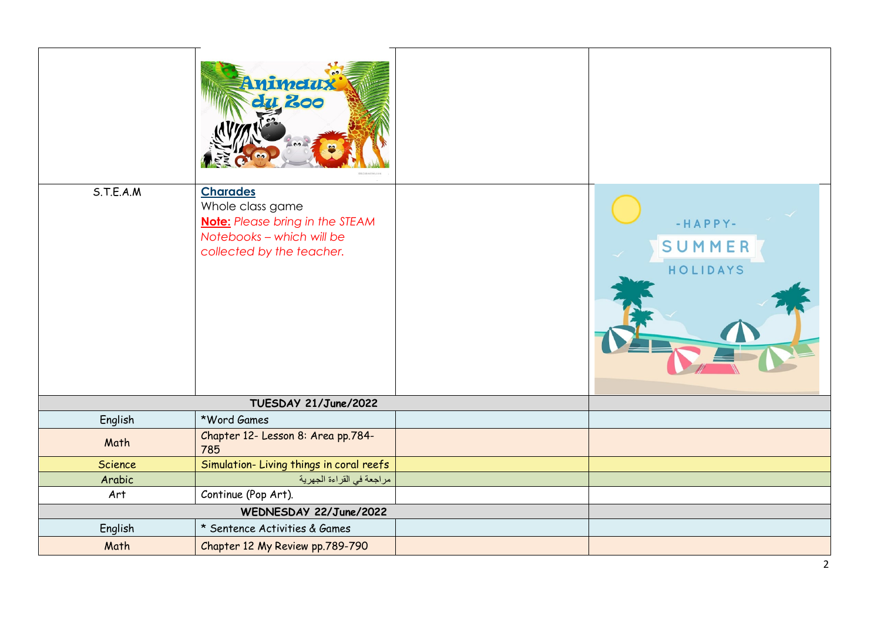| | | | |
|---|---|---|---|
| | | | |
| S.T.E.A.M | **Charades** Whole class game **Note:** *Please bring in the STEAM Notebooks – which will be collected by the teacher.* | | |
| **TUESDAY 21/June/2022** | | | |
| English | *Word Games | | |
| Math | Chapter 12- Lesson 8: Area pp.784-785 | | |
| Science | Simulation- Living things in coral reefs | | |
| Arabic | مراجعة في القراءة الجهرية | | |
| Art | Continue (Pop Art). | | |
| **WEDNESDAY 22/June/2022** | | | |
| English | * Sentence Activities & Games | | |
| Math | Chapter 12 My Review pp.789-790 | | |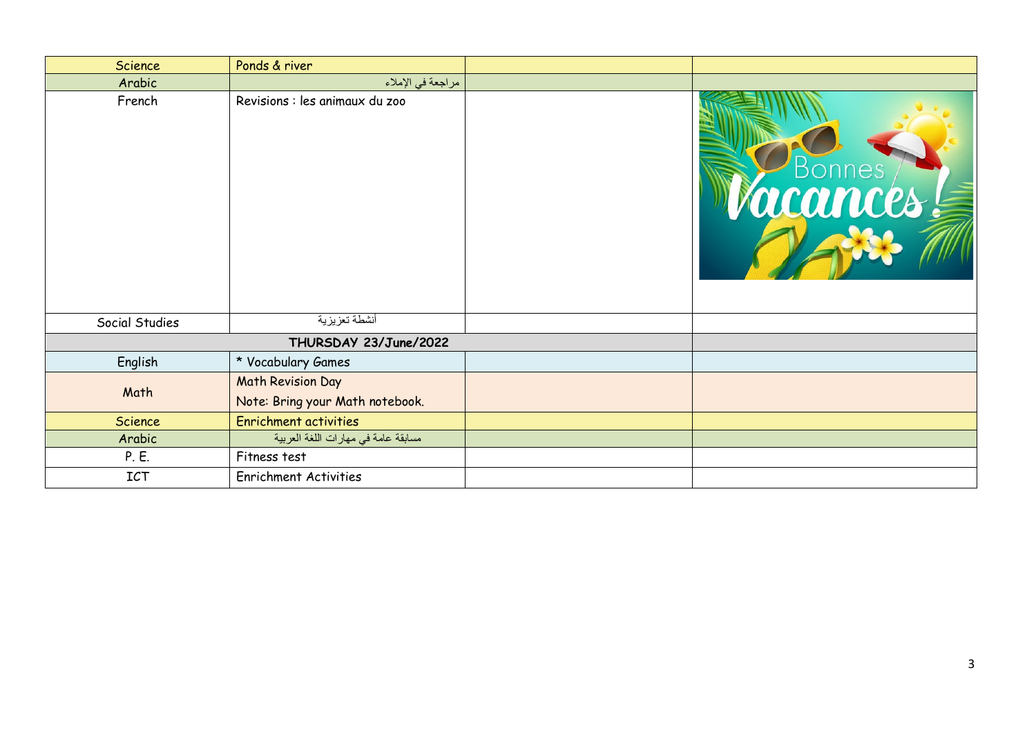| | | | |
|---|---|---|---|
| Science | Ponds & river | | |
| Arabic | مراجعة في الإملاء | | |
| French | Revisions : les animaux du zoo | | |
| Social Studies | أنشطة تعزيزية | | |
| THURSDAY 23/June/2022 | | | |
| English | * Vocabulary Games | | |
| Math | Math Revision Day<br>Note: Bring your Math notebook. | | |
| Science | Enrichment activities | | |
| Arabic | مسابقة عامة في مهارات اللغة العربية | | |
| P. E. | Fitness test | | |
| ICT | Enrichment Activities | | |